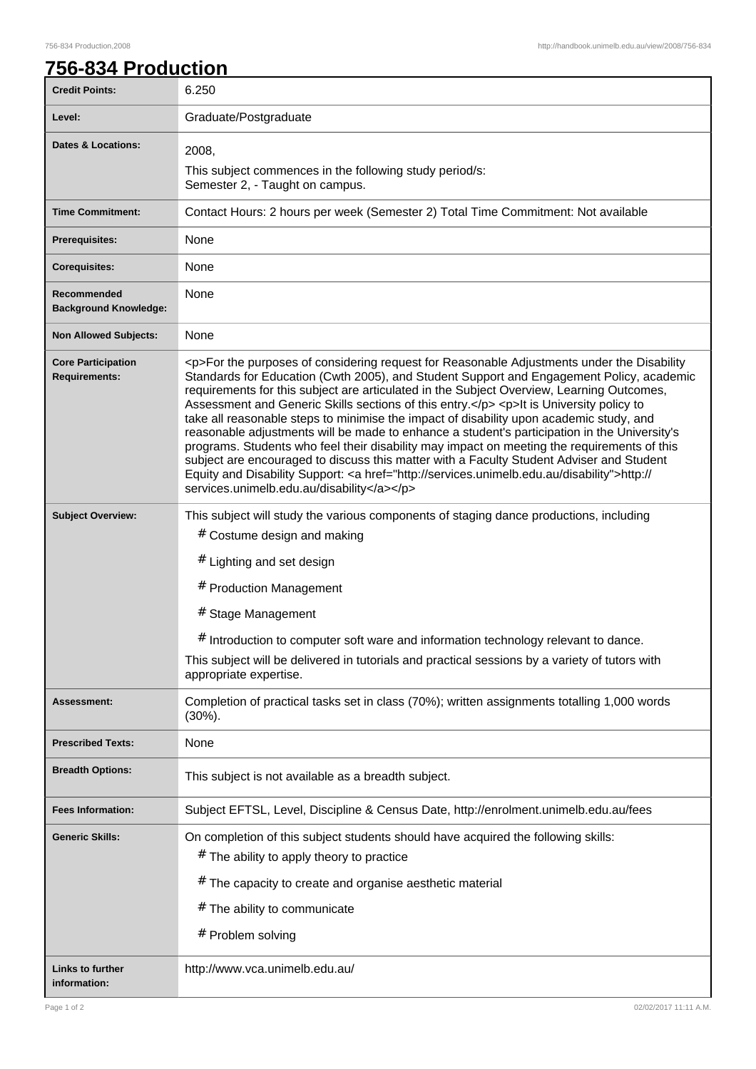# 756-834 Production

| Credit Points: | 6.250 |
|---|---|
| Level: | Graduate/Postgraduate |
| Dates & Locations: | 2008,<br>This subject commences in the following study period/s:<br>Semester 2, - Taught on campus. |
| Time Commitment: | Contact Hours: 2 hours per week (Semester 2) Total Time Commitment: Not available |
| Prerequisites: | None |
| Corequisites: | None |
| Recommended Background Knowledge: | None |
| Non Allowed Subjects: | None |
| Core Participation Requirements: | <p>For the purposes of considering request for Reasonable Adjustments under the Disability Standards for Education (Cwth 2005), and Student Support and Engagement Policy, academic requirements for this subject are articulated in the Subject Overview, Learning Outcomes, Assessment and Generic Skills sections of this entry.</p> <p>It is University policy to take all reasonable steps to minimise the impact of disability upon academic study, and reasonable adjustments will be made to enhance a student's participation in the University's programs. Students who feel their disability may impact on meeting the requirements of this subject are encouraged to discuss this matter with a Faculty Student Adviser and Student Equity and Disability Support: <a href="http://services.unimelb.edu.au/disability">http://services.unimelb.edu.au/disability</a></p> |
| Subject Overview: | This subject will study the various components of staging dance productions, including<br># Costume design and making<br># Lighting and set design<br># Production Management<br># Stage Management<br># Introduction to computer soft ware and information technology relevant to dance.<br>This subject will be delivered in tutorials and practical sessions by a variety of tutors with appropriate expertise. |
| Assessment: | Completion of practical tasks set in class (70%); written assignments totalling 1,000 words (30%). |
| Prescribed Texts: | None |
| Breadth Options: | This subject is not available as a breadth subject. |
| Fees Information: | Subject EFTSL, Level, Discipline & Census Date, http://enrolment.unimelb.edu.au/fees |
| Generic Skills: | On completion of this subject students should have acquired the following skills:<br># The ability to apply theory to practice<br># The capacity to create and organise aesthetic material<br># The ability to communicate<br># Problem solving |
| Links to further information: | http://www.vca.unimelb.edu.au/ |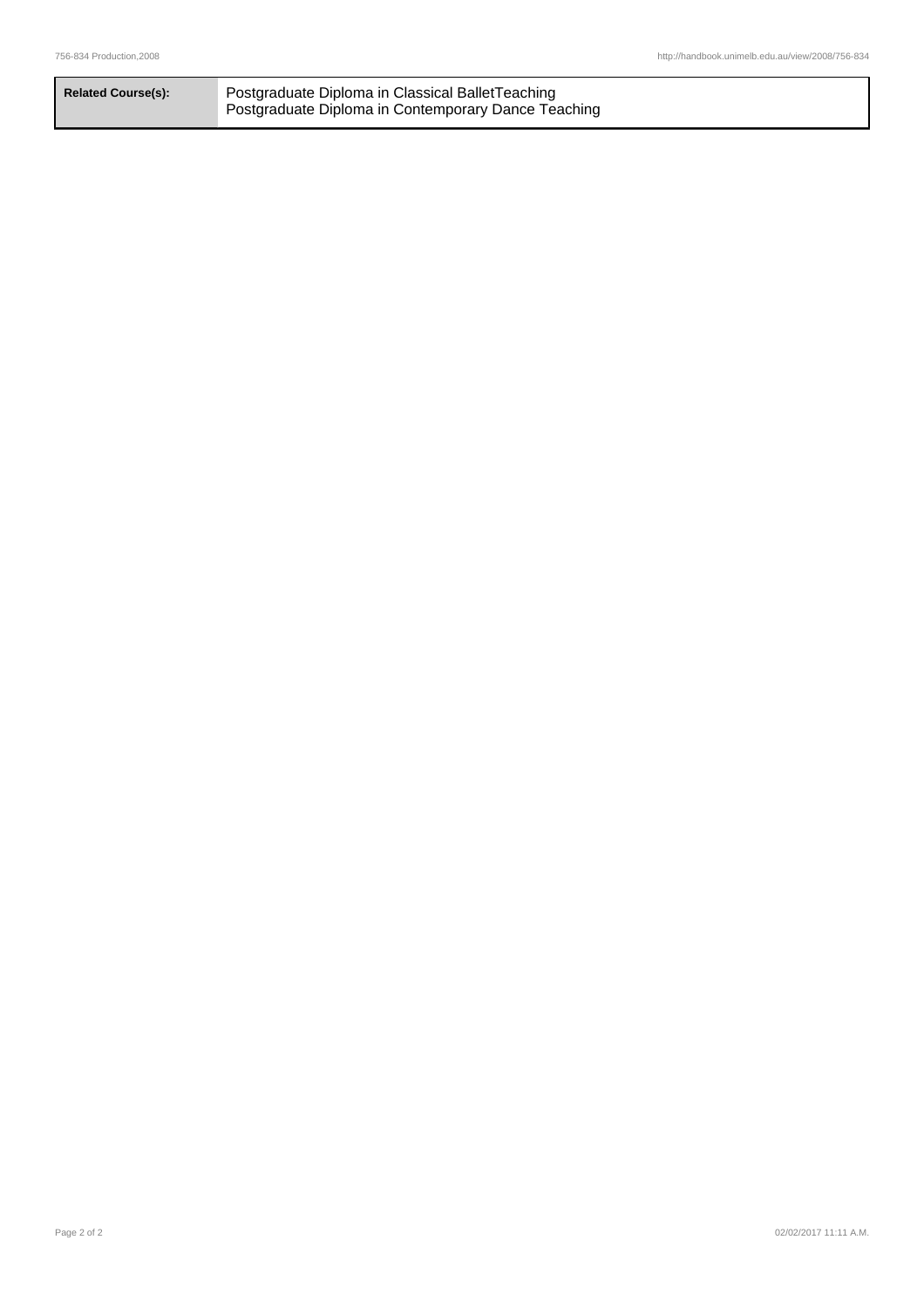| | |
| --- | --- |
| **Related Course(s):** | Postgraduate Diploma in Classical BalletTeaching<br>Postgraduate Diploma in Contemporary Dance Teaching |